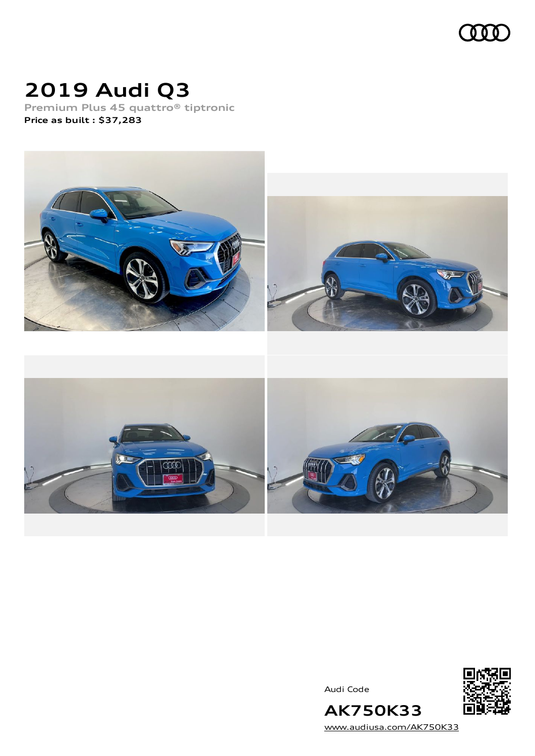# 2019 Audi Q3

Premium Plus 45 quattro® tiptronic

**Price as built : $37,283**

Audi Code

**AK750K33**

www.audiusa.com/AK750K33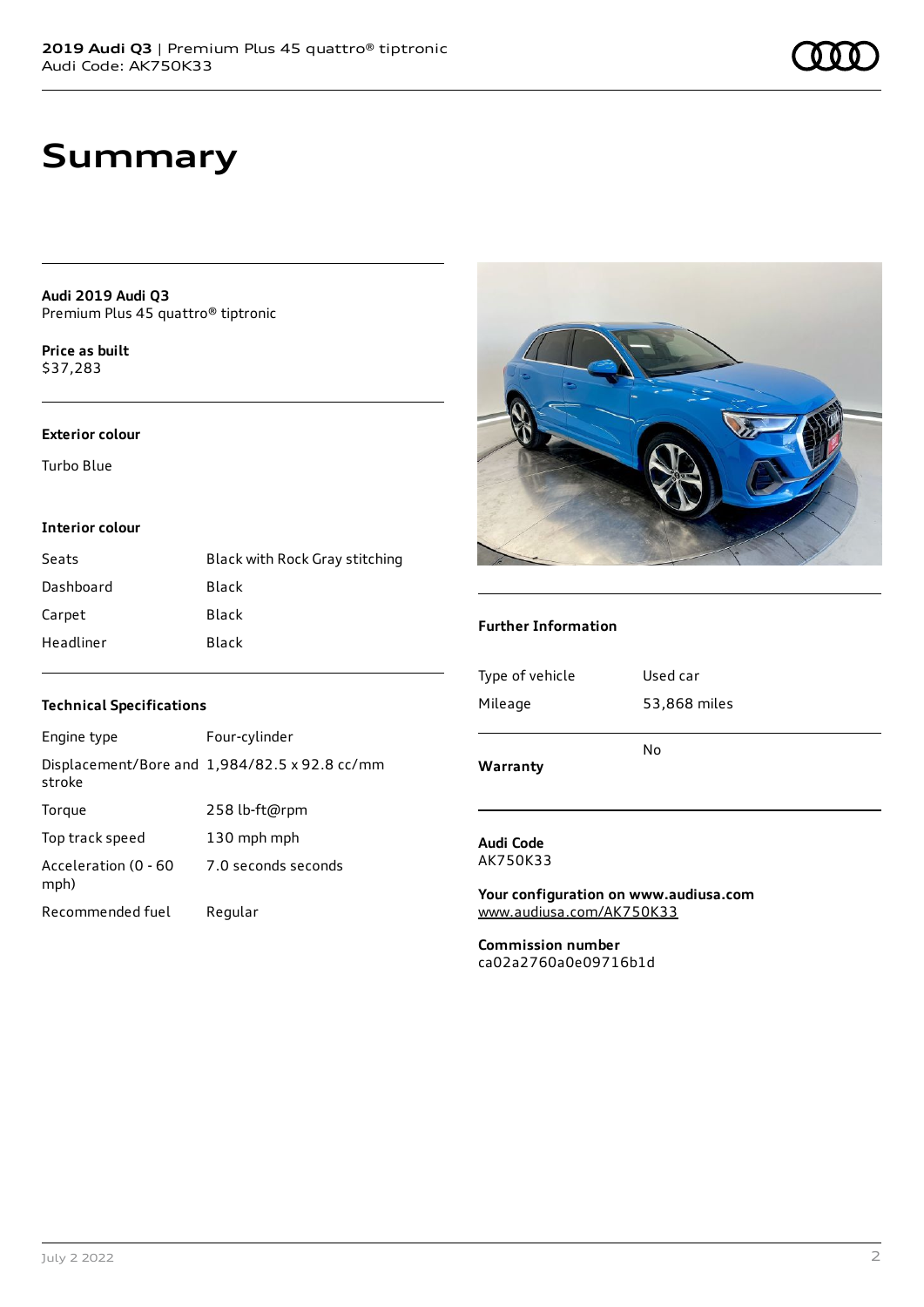# Summary

**Audi 2019 Audi Q3**
Premium Plus 45 quattro® tiptronic

**Price as built**
$37,283

### Exterior colour

Turbo Blue

### Interior colour

| | |
|---|---|
| Seats | Black with Rock Gray stitching |
| Dashboard | Black |
| Carpet | Black |
| Headliner | Black |

### Technical Specifications

| | |
|---|---|
| Engine type | Four-cylinder |
| Displacement/Bore and stroke | 1,984/82.5 x 92.8 cc/mm |
| Torque | 258 lb-ft@rpm |
| Top track speed | 130 mph mph |
| Acceleration (0 - 60 mph) | 7.0 seconds seconds |
| Recommended fuel | Regular |

### Further Information

| | |
|---|---|
| Type of vehicle | Used car |
| Mileage | 53,868 miles |
| **Warranty** | No |

**Audi Code**
AK750K33

**Your configuration on www.audiusa.com**
www.audiusa.com/AK750K33

**Commission number**
ca02a2760a0e09716b1d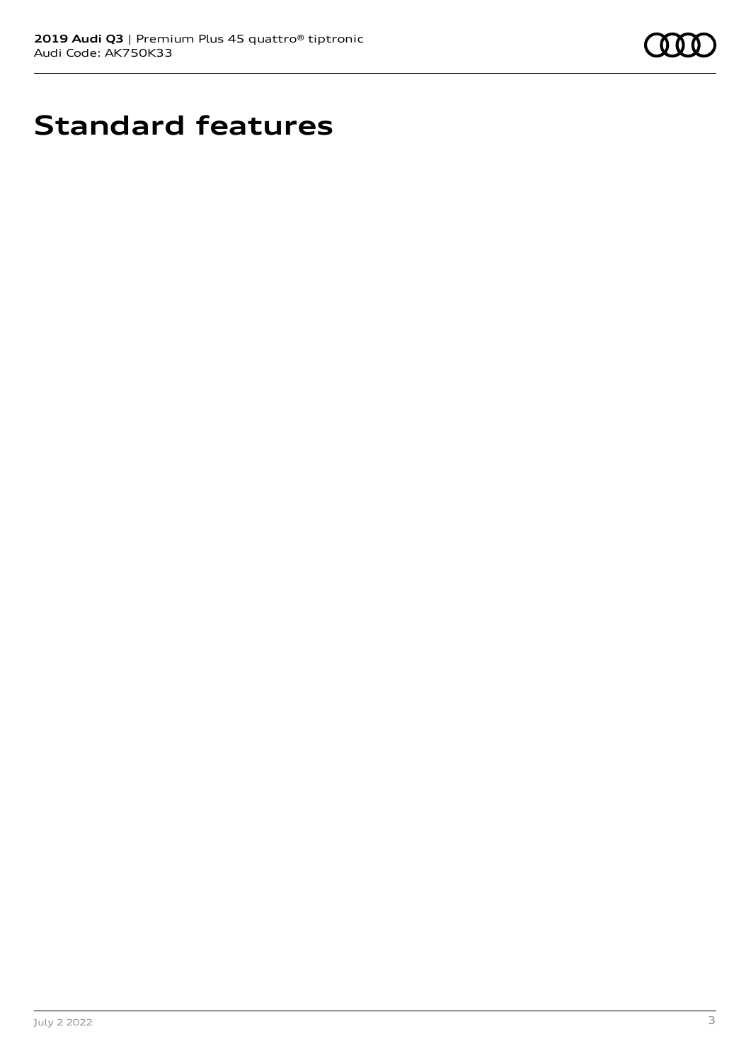# Standard features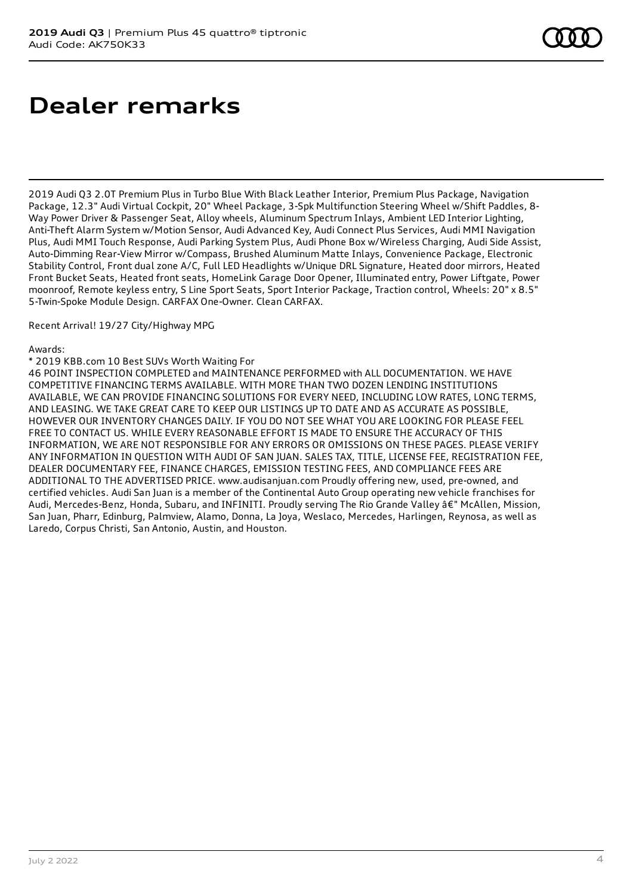# Dealer remarks

2019 Audi Q3 2.0T Premium Plus in Turbo Blue With Black Leather Interior, Premium Plus Package, Navigation Package, 12.3" Audi Virtual Cockpit, 20" Wheel Package, 3-Spk Multifunction Steering Wheel w/Shift Paddles, 8-Way Power Driver & Passenger Seat, Alloy wheels, Aluminum Spectrum Inlays, Ambient LED Interior Lighting, Anti-Theft Alarm System w/Motion Sensor, Audi Advanced Key, Audi Connect Plus Services, Audi MMI Navigation Plus, Audi MMI Touch Response, Audi Parking System Plus, Audi Phone Box w/Wireless Charging, Audi Side Assist, Auto-Dimming Rear-View Mirror w/Compass, Brushed Aluminum Matte Inlays, Convenience Package, Electronic Stability Control, Front dual zone A/C, Full LED Headlights w/Unique DRL Signature, Heated door mirrors, Heated Front Bucket Seats, Heated front seats, HomeLink Garage Door Opener, Illuminated entry, Power Liftgate, Power moonroof, Remote keyless entry, S Line Sport Seats, Sport Interior Package, Traction control, Wheels: 20" x 8.5" 5-Twin-Spoke Module Design. CARFAX One-Owner. Clean CARFAX.

Recent Arrival! 19/27 City/Highway MPG

Awards:
* 2019 KBB.com 10 Best SUVs Worth Waiting For
46 POINT INSPECTION COMPLETED and MAINTENANCE PERFORMED with ALL DOCUMENTATION. WE HAVE COMPETITIVE FINANCING TERMS AVAILABLE. WITH MORE THAN TWO DOZEN LENDING INSTITUTIONS AVAILABLE, WE CAN PROVIDE FINANCING SOLUTIONS FOR EVERY NEED, INCLUDING LOW RATES, LONG TERMS, AND LEASING. WE TAKE GREAT CARE TO KEEP OUR LISTINGS UP TO DATE AND AS ACCURATE AS POSSIBLE, HOWEVER OUR INVENTORY CHANGES DAILY. IF YOU DO NOT SEE WHAT YOU ARE LOOKING FOR PLEASE FEEL FREE TO CONTACT US. WHILE EVERY REASONABLE EFFORT IS MADE TO ENSURE THE ACCURACY OF THIS INFORMATION, WE ARE NOT RESPONSIBLE FOR ANY ERRORS OR OMISSIONS ON THESE PAGES. PLEASE VERIFY ANY INFORMATION IN QUESTION WITH AUDI OF SAN JUAN. SALES TAX, TITLE, LICENSE FEE, REGISTRATION FEE, DEALER DOCUMENTARY FEE, FINANCE CHARGES, EMISSION TESTING FEES, AND COMPLIANCE FEES ARE ADDITIONAL TO THE ADVERTISED PRICE. www.audisanjuan.com Proudly offering new, used, pre-owned, and certified vehicles. Audi San Juan is a member of the Continental Auto Group operating new vehicle franchises for Audi, Mercedes-Benz, Honda, Subaru, and INFINITI. Proudly serving The Rio Grande Valley â€" McAllen, Mission, San Juan, Pharr, Edinburg, Palmview, Alamo, Donna, La Joya, Weslaco, Mercedes, Harlingen, Reynosa, as well as Laredo, Corpus Christi, San Antonio, Austin, and Houston.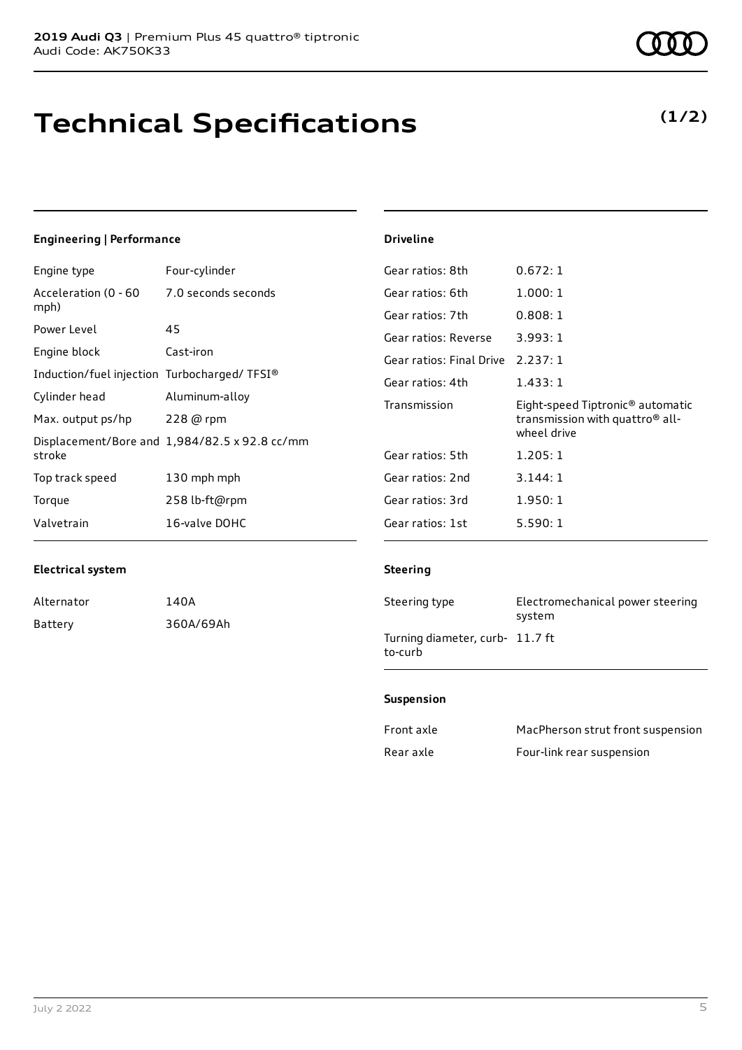# Technical Specifications

**(1/2)**

## Engineering | Performance

| | |
|---|---|
| Engine type | Four-cylinder |
| Acceleration (0 - 60 mph) | 7.0 seconds seconds |
| Power Level | 45 |
| Engine block | Cast-iron |
| Induction/fuel injection | Turbocharged/ TFSI® |
| Cylinder head | Aluminum-alloy |
| Max. output ps/hp | 228 @ rpm |
| Displacement/Bore and stroke | 1,984/82.5 x 92.8 cc/mm |
| Top track speed | 130 mph mph |
| Torque | 258 lb-ft@rpm |
| Valvetrain | 16-valve DOHC |

## Electrical system

| | |
|---|---|
| Alternator | 140A |
| Battery | 360A/69Ah |

## Driveline

| | |
|---|---|
| Gear ratios: 8th | 0.672: 1 |
| Gear ratios: 6th | 1.000: 1 |
| Gear ratios: 7th | 0.808: 1 |
| Gear ratios: Reverse | 3.993: 1 |
| Gear ratios: Final Drive | 2.237: 1 |
| Gear ratios: 4th | 1.433: 1 |
| Transmission | Eight-speed Tiptronic® automatic transmission with quattro® all-wheel drive |
| Gear ratios: 5th | 1.205: 1 |
| Gear ratios: 2nd | 3.144: 1 |
| Gear ratios: 3rd | 1.950: 1 |
| Gear ratios: 1st | 5.590: 1 |

## Steering

| | |
|---|---|
| Steering type | Electromechanical power steering system |
| Turning diameter, curb-to-curb | 11.7 ft |

## Suspension

| | |
|---|---|
| Front axle | MacPherson strut front suspension |
| Rear axle | Four-link rear suspension |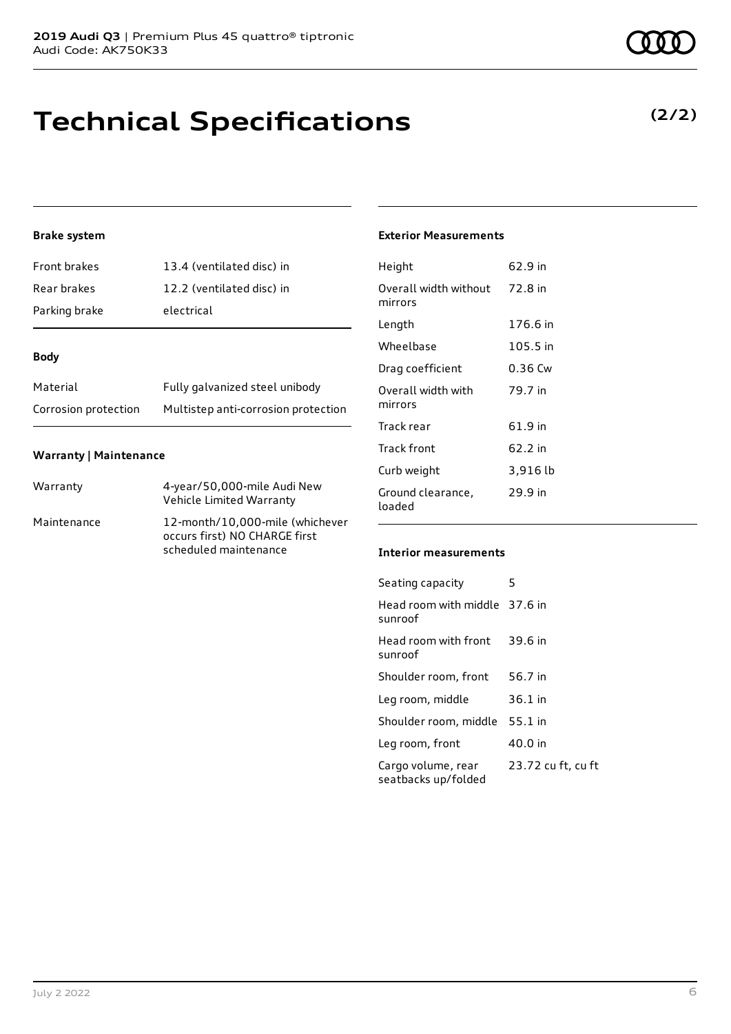# Technical Specifications

**(2/2)**

### Brake system

| | |
|---|---|
| Front brakes | 13.4 (ventilated disc) in |
| Rear brakes | 12.2 (ventilated disc) in |
| Parking brake | electrical |

### Body

| | |
|---|---|
| Material | Fully galvanized steel unibody |
| Corrosion protection | Multistep anti-corrosion protection |

### Warranty | Maintenance

| | |
|---|---|
| Warranty | 4-year/50,000-mile Audi New Vehicle Limited Warranty |
| Maintenance | 12-month/10,000-mile (whichever occurs first) NO CHARGE first scheduled maintenance |

### Exterior Measurements

| | |
|---|---|
| Height | 62.9 in |
| Overall width without mirrors | 72.8 in |
| Length | 176.6 in |
| Wheelbase | 105.5 in |
| Drag coefficient | 0.36 Cw |
| Overall width with mirrors | 79.7 in |
| Track rear | 61.9 in |
| Track front | 62.2 in |
| Curb weight | 3,916 lb |
| Ground clearance, loaded | 29.9 in |

### Interior measurements

| | |
|---|---|
| Seating capacity | 5 |
| Head room with middle sunroof | 37.6 in |
| Head room with front sunroof | 39.6 in |
| Shoulder room, front | 56.7 in |
| Leg room, middle | 36.1 in |
| Shoulder room, middle | 55.1 in |
| Leg room, front | 40.0 in |
| Cargo volume, rear seatbacks up/folded | 23.72 cu ft, cu ft |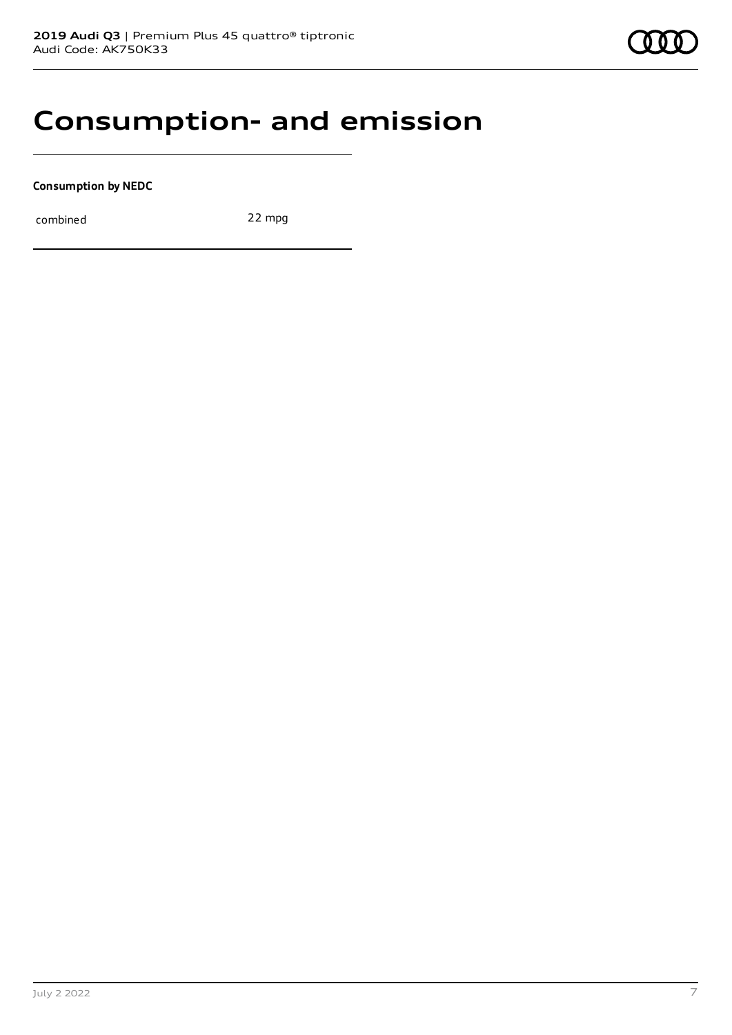# Consumption- and emission

**Consumption by NEDC**

| combined | 22 mpg |
| --- | --- |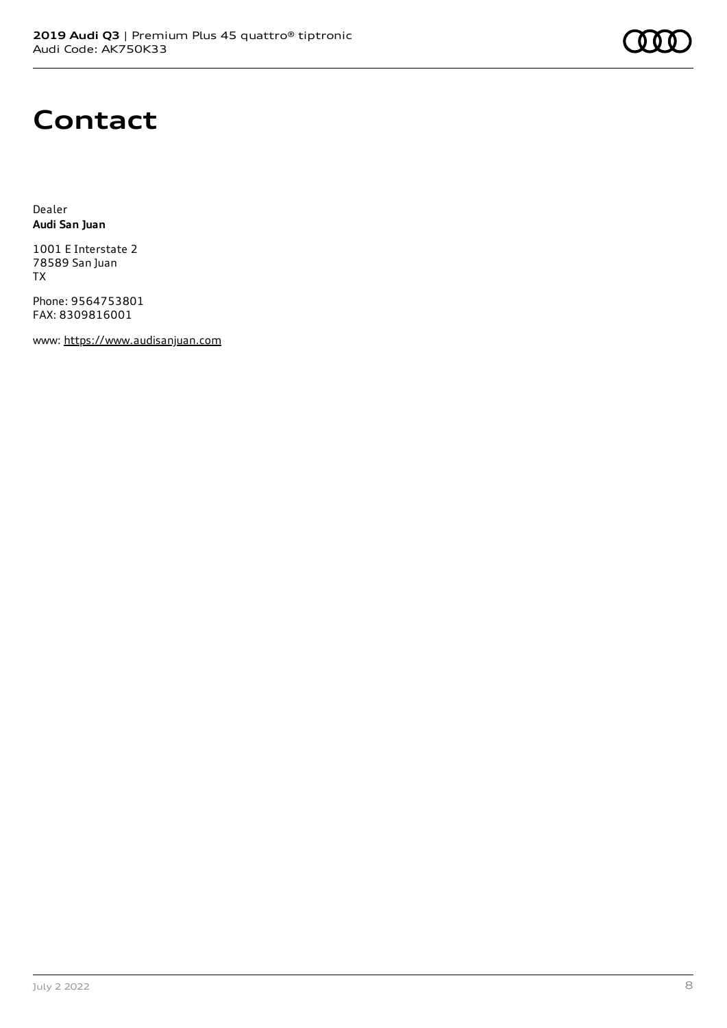# Contact

Dealer
**Audi San Juan**

1001 E Interstate 2
78589 San Juan
TX

Phone: 9564753801
FAX: 8309816001

www: https://www.audisanjuan.com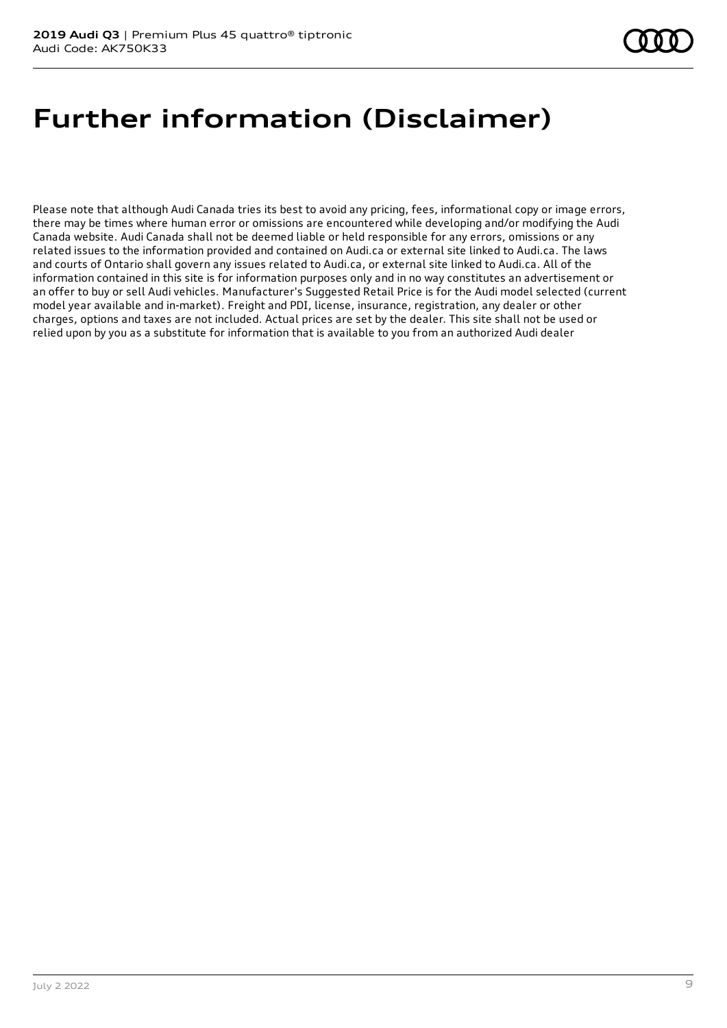# Further information (Disclaimer)

Please note that although Audi Canada tries its best to avoid any pricing, fees, informational copy or image errors, there may be times where human error or omissions are encountered while developing and/or modifying the Audi Canada website. Audi Canada shall not be deemed liable or held responsible for any errors, omissions or any related issues to the information provided and contained on Audi.ca or external site linked to Audi.ca. The laws and courts of Ontario shall govern any issues related to Audi.ca, or external site linked to Audi.ca. All of the information contained in this site is for information purposes only and in no way constitutes an advertisement or an offer to buy or sell Audi vehicles. Manufacturer's Suggested Retail Price is for the Audi model selected (current model year available and in-market). Freight and PDI, license, insurance, registration, any dealer or other charges, options and taxes are not included. Actual prices are set by the dealer. This site shall not be used or relied upon by you as a substitute for information that is available to you from an authorized Audi dealer